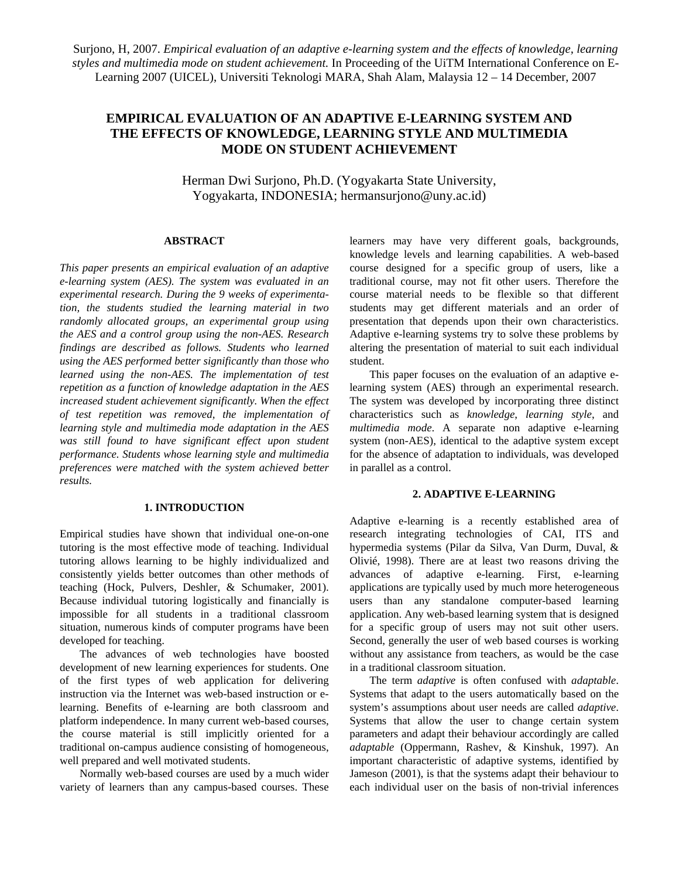Surjono, H, 2007. *Empirical evaluation of an adaptive e-learning system and the effects of knowledge, learning styles and multimedia mode on student achievement.* In Proceeding of the UiTM International Conference on E-Learning 2007 (UICEL), Universiti Teknologi MARA, Shah Alam, Malaysia 12 – 14 December, 2007

# EMPIRICAL EVALUATION OF AN ADAPTIVE E-LEARNING SYSTEM AND THE EFFECTS OF KNOWLEDGE, LEARNING STYLE AND MULTIMEDIA MODE ON STUDENT ACHIEVEMENT

Herman Dwi Surjono, Ph.D. (Yogyakarta State University, Yogyakarta, INDONESIA; hermansurjono@uny.ac.id)

## ABSTRACT

*This paper presents an empirical evaluation of an adaptive e-learning system (AES). The system was evaluated in an experimental research. During the 9 weeks of experimentation, the students studied the learning material in two randomly allocated groups, an experimental group using the AES and a control group using the non-AES. Research findings are described as follows. Students who learned using the AES performed better significantly than those who learned using the non-AES. The implementation of test repetition as a function of knowledge adaptation in the AES increased student achievement significantly. When the effect of test repetition was removed, the implementation of learning style and multimedia mode adaptation in the AES was still found to have significant effect upon student performance. Students whose learning style and multimedia preferences were matched with the system achieved better results.*

## 1. INTRODUCTION

Empirical studies have shown that individual one-on-one tutoring is the most effective mode of teaching. Individual tutoring allows learning to be highly individualized and consistently yields better outcomes than other methods of teaching (Hock, Pulvers, Deshler, & Schumaker, 2001). Because individual tutoring logistically and financially is impossible for all students in a traditional classroom situation, numerous kinds of computer programs have been developed for teaching.

The advances of web technologies have boosted development of new learning experiences for students. One of the first types of web application for delivering instruction via the Internet was web-based instruction or e-learning. Benefits of e-learning are both classroom and platform independence. In many current web-based courses, the course material is still implicitly oriented for a traditional on-campus audience consisting of homogeneous, well prepared and well motivated students.

Normally web-based courses are used by a much wider variety of learners than any campus-based courses. These learners may have very different goals, backgrounds, knowledge levels and learning capabilities. A web-based course designed for a specific group of users, like a traditional course, may not fit other users. Therefore the course material needs to be flexible so that different students may get different materials and an order of presentation that depends upon their own characteristics. Adaptive e-learning systems try to solve these problems by altering the presentation of material to suit each individual student.

This paper focuses on the evaluation of an adaptive e-learning system (AES) through an experimental research. The system was developed by incorporating three distinct characteristics such as *knowledge*, *learning style*, and *multimedia mode*. A separate non adaptive e-learning system (non-AES), identical to the adaptive system except for the absence of adaptation to individuals, was developed in parallel as a control.

## 2. ADAPTIVE E-LEARNING

Adaptive e-learning is a recently established area of research integrating technologies of CAI, ITS and hypermedia systems (Pilar da Silva, Van Durm, Duval, & Olivié, 1998). There are at least two reasons driving the advances of adaptive e-learning. First, e-learning applications are typically used by much more heterogeneous users than any standalone computer-based learning application. Any web-based learning system that is designed for a specific group of users may not suit other users. Second, generally the user of web based courses is working without any assistance from teachers, as would be the case in a traditional classroom situation.

The term *adaptive* is often confused with *adaptable*. Systems that adapt to the users automatically based on the system's assumptions about user needs are called *adaptive*. Systems that allow the user to change certain system parameters and adapt their behaviour accordingly are called *adaptable* (Oppermann, Rashev, & Kinshuk, 1997). An important characteristic of adaptive systems, identified by Jameson (2001), is that the systems adapt their behaviour to each individual user on the basis of non-trivial inferences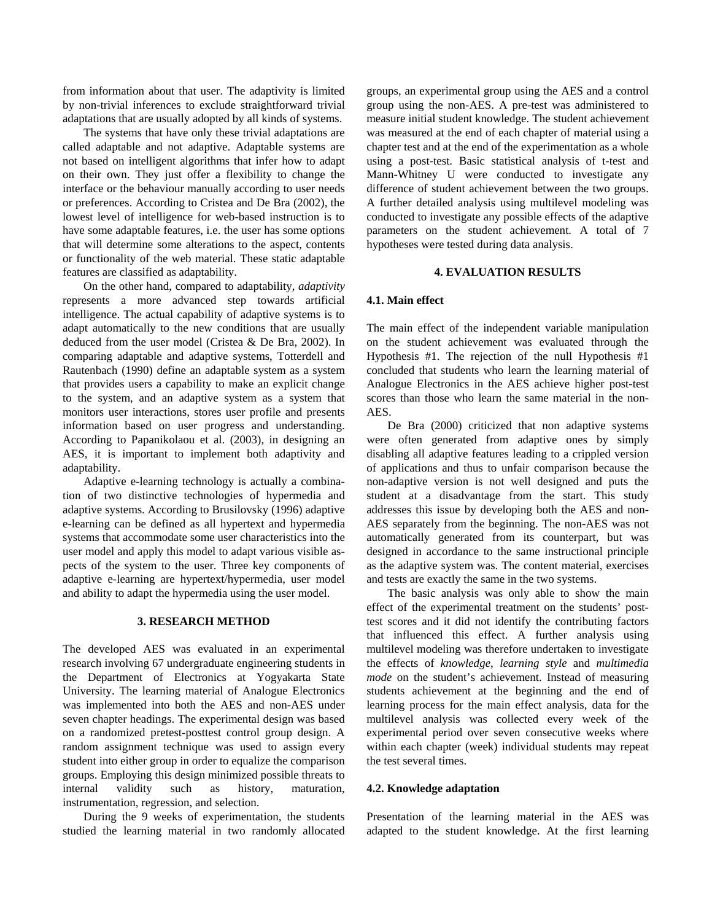from information about that user. The adaptivity is limited by non-trivial inferences to exclude straightforward trivial adaptations that are usually adopted by all kinds of systems.

The systems that have only these trivial adaptations are called adaptable and not adaptive. Adaptable systems are not based on intelligent algorithms that infer how to adapt on their own. They just offer a flexibility to change the interface or the behaviour manually according to user needs or preferences. According to Cristea and De Bra (2002), the lowest level of intelligence for web-based instruction is to have some adaptable features, i.e. the user has some options that will determine some alterations to the aspect, contents or functionality of the web material. These static adaptable features are classified as adaptability.

On the other hand, compared to adaptability, *adaptivity* represents a more advanced step towards artificial intelligence. The actual capability of adaptive systems is to adapt automatically to the new conditions that are usually deduced from the user model (Cristea & De Bra, 2002). In comparing adaptable and adaptive systems, Totterdell and Rautenbach (1990) define an adaptable system as a system that provides users a capability to make an explicit change to the system, and an adaptive system as a system that monitors user interactions, stores user profile and presents information based on user progress and understanding. According to Papanikolaou et al. (2003), in designing an AES, it is important to implement both adaptivity and adaptability.

Adaptive e-learning technology is actually a combination of two distinctive technologies of hypermedia and adaptive systems. According to Brusilovsky (1996) adaptive e-learning can be defined as all hypertext and hypermedia systems that accommodate some user characteristics into the user model and apply this model to adapt various visible aspects of the system to the user. Three key components of adaptive e-learning are hypertext/hypermedia, user model and ability to adapt the hypermedia using the user model.

## 3. RESEARCH METHOD

The developed AES was evaluated in an experimental research involving 67 undergraduate engineering students in the Department of Electronics at Yogyakarta State University. The learning material of Analogue Electronics was implemented into both the AES and non-AES under seven chapter headings. The experimental design was based on a randomized pretest-posttest control group design. A random assignment technique was used to assign every student into either group in order to equalize the comparison groups. Employing this design minimized possible threats to internal validity such as history, maturation, instrumentation, regression, and selection.

During the 9 weeks of experimentation, the students studied the learning material in two randomly allocated groups, an experimental group using the AES and a control group using the non-AES. A pre-test was administered to measure initial student knowledge. The student achievement was measured at the end of each chapter of material using a chapter test and at the end of the experimentation as a whole using a post-test. Basic statistical analysis of t-test and Mann-Whitney U were conducted to investigate any difference of student achievement between the two groups. A further detailed analysis using multilevel modeling was conducted to investigate any possible effects of the adaptive parameters on the student achievement. A total of 7 hypotheses were tested during data analysis.

## 4. EVALUATION RESULTS

### 4.1. Main effect

The main effect of the independent variable manipulation on the student achievement was evaluated through the Hypothesis #1. The rejection of the null Hypothesis #1 concluded that students who learn the learning material of Analogue Electronics in the AES achieve higher post-test scores than those who learn the same material in the non-AES.

De Bra (2000) criticized that non adaptive systems were often generated from adaptive ones by simply disabling all adaptive features leading to a crippled version of applications and thus to unfair comparison because the non-adaptive version is not well designed and puts the student at a disadvantage from the start. This study addresses this issue by developing both the AES and non-AES separately from the beginning. The non-AES was not automatically generated from its counterpart, but was designed in accordance to the same instructional principle as the adaptive system was. The content material, exercises and tests are exactly the same in the two systems.

The basic analysis was only able to show the main effect of the experimental treatment on the students' post-test scores and it did not identify the contributing factors that influenced this effect. A further analysis using multilevel modeling was therefore undertaken to investigate the effects of *knowledge*, *learning style* and *multimedia mode* on the student's achievement. Instead of measuring students achievement at the beginning and the end of learning process for the main effect analysis, data for the multilevel analysis was collected every week of the experimental period over seven consecutive weeks where within each chapter (week) individual students may repeat the test several times.

### 4.2. Knowledge adaptation

Presentation of the learning material in the AES was adapted to the student knowledge. At the first learning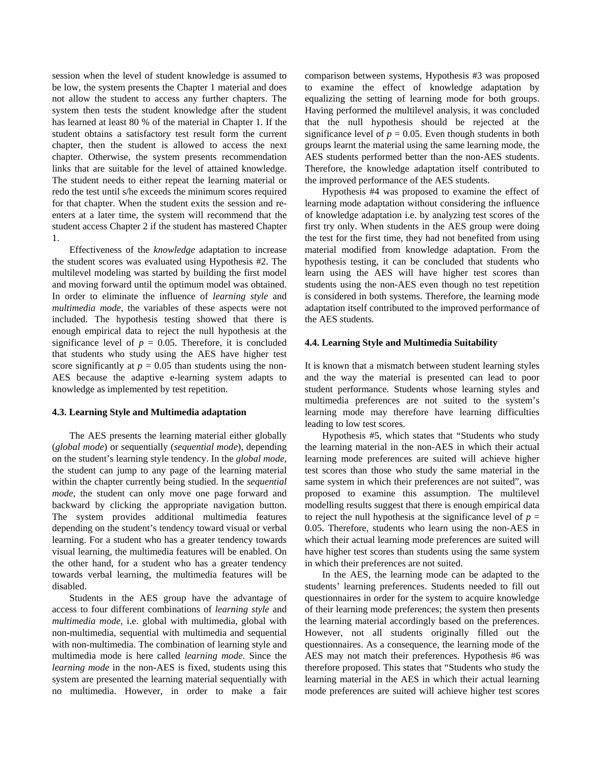session when the level of student knowledge is assumed to be low, the system presents the Chapter 1 material and does not allow the student to access any further chapters. The system then tests the student knowledge after the student has learned at least 80 % of the material in Chapter 1. If the student obtains a satisfactory test result form the current chapter, then the student is allowed to access the next chapter. Otherwise, the system presents recommendation links that are suitable for the level of attained knowledge. The student needs to either repeat the learning material or redo the test until s/he exceeds the minimum scores required for that chapter. When the student exits the session and re-enters at a later time, the system will recommend that the student access Chapter 2 if the student has mastered Chapter 1.

Effectiveness of the *knowledge* adaptation to increase the student scores was evaluated using Hypothesis #2. The multilevel modeling was started by building the first model and moving forward until the optimum model was obtained. In order to eliminate the influence of *learning style* and *multimedia mode*, the variables of these aspects were not included. The hypothesis testing showed that there is enough empirical data to reject the null hypothesis at the significance level of $p = 0.05$. Therefore, it is concluded that students who study using the AES have higher test score significantly at $p = 0.05$ than students using the non-AES because the adaptive e-learning system adapts to knowledge as implemented by test repetition.

### 4.3. Learning Style and Multimedia adaptation

The AES presents the learning material either globally (*global mode*) or sequentially (*sequential mode*), depending on the student's learning style tendency. In the *global mode*, the student can jump to any page of the learning material within the chapter currently being studied. In the *sequential mode*, the student can only move one page forward and backward by clicking the appropriate navigation button. The system provides additional multimedia features depending on the student's tendency toward visual or verbal learning. For a student who has a greater tendency towards visual learning, the multimedia features will be enabled. On the other hand, for a student who has a greater tendency towards verbal learning, the multimedia features will be disabled.

Students in the AES group have the advantage of access to four different combinations of *learning style* and *multimedia mode*, i.e. global with multimedia, global with non-multimedia, sequential with multimedia and sequential with non-multimedia. The combination of learning style and multimedia mode is here called *learning mode*. Since the *learning mode* in the non-AES is fixed, students using this system are presented the learning material sequentially with no multimedia. However, in order to make a fair comparison between systems, Hypothesis #3 was proposed to examine the effect of knowledge adaptation by equalizing the setting of learning mode for both groups. Having performed the multilevel analysis, it was concluded that the null hypothesis should be rejected at the significance level of $p = 0.05$. Even though students in both groups learnt the material using the same learning mode, the AES students performed better than the non-AES students. Therefore, the knowledge adaptation itself contributed to the improved performance of the AES students.

Hypothesis #4 was proposed to examine the effect of learning mode adaptation without considering the influence of knowledge adaptation i.e. by analyzing test scores of the first try only. When students in the AES group were doing the test for the first time, they had not benefited from using material modified from knowledge adaptation. From the hypothesis testing, it can be concluded that students who learn using the AES will have higher test scores than students using the non-AES even though no test repetition is considered in both systems. Therefore, the learning mode adaptation itself contributed to the improved performance of the AES students.

### 4.4. Learning Style and Multimedia Suitability

It is known that a mismatch between student learning styles and the way the material is presented can lead to poor student performance. Students whose learning styles and multimedia preferences are not suited to the system's learning mode may therefore have learning difficulties leading to low test scores.

Hypothesis #5, which states that "Students who study the learning material in the non-AES in which their actual learning mode preferences are suited will achieve higher test scores than those who study the same material in the same system in which their preferences are not suited", was proposed to examine this assumption. The multilevel modelling results suggest that there is enough empirical data to reject the null hypothesis at the significance level of $p = 0.05$. Therefore, students who learn using the non-AES in which their actual learning mode preferences are suited will have higher test scores than students using the same system in which their preferences are not suited.

In the AES, the learning mode can be adapted to the students' learning preferences. Students needed to fill out questionnaires in order for the system to acquire knowledge of their learning mode preferences; the system then presents the learning material accordingly based on the preferences. However, not all students originally filled out the questionnaires. As a consequence, the learning mode of the AES may not match their preferences. Hypothesis #6 was therefore proposed. This states that "Students who study the learning material in the AES in which their actual learning mode preferences are suited will achieve higher test scores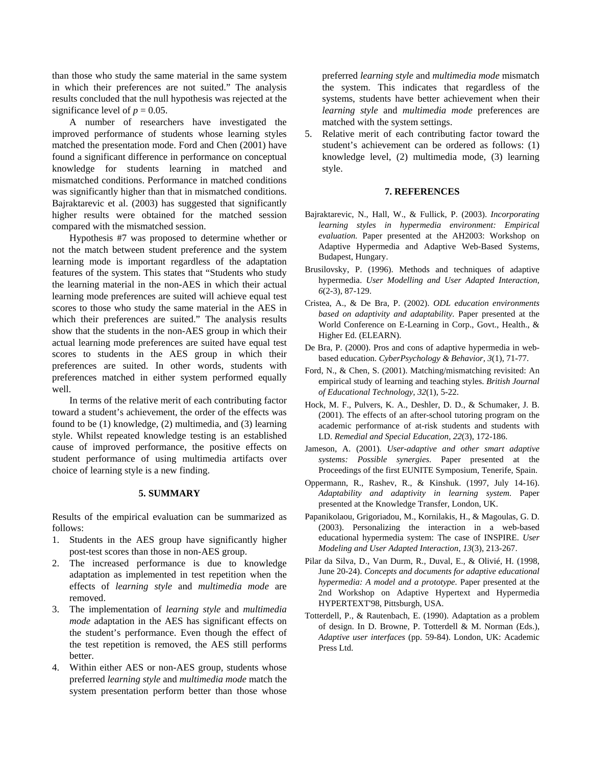than those who study the same material in the same system in which their preferences are not suited." The analysis results concluded that the null hypothesis was rejected at the significance level of $p = 0.05$.

A number of researchers have investigated the improved performance of students whose learning styles matched the presentation mode. Ford and Chen (2001) have found a significant difference in performance on conceptual knowledge for students learning in matched and mismatched conditions. Performance in matched conditions was significantly higher than that in mismatched conditions. Bajraktarevic et al. (2003) has suggested that significantly higher results were obtained for the matched session compared with the mismatched session.

Hypothesis #7 was proposed to determine whether or not the match between student preference and the system learning mode is important regardless of the adaptation features of the system. This states that "Students who study the learning material in the non-AES in which their actual learning mode preferences are suited will achieve equal test scores to those who study the same material in the AES in which their preferences are suited." The analysis results show that the students in the non-AES group in which their actual learning mode preferences are suited have equal test scores to students in the AES group in which their preferences are suited. In other words, students with preferences matched in either system performed equally well.

In terms of the relative merit of each contributing factor toward a student's achievement, the order of the effects was found to be (1) knowledge, (2) multimedia, and (3) learning style. Whilst repeated knowledge testing is an established cause of improved performance, the positive effects on student performance of using multimedia artifacts over choice of learning style is a new finding.

## 5. SUMMARY

Results of the empirical evaluation can be summarized as follows:

1. Students in the AES group have significantly higher post-test scores than those in non-AES group.
2. The increased performance is due to knowledge adaptation as implemented in test repetition when the effects of *learning style* and *multimedia mode* are removed.
3. The implementation of *learning style* and *multimedia mode* adaptation in the AES has significant effects on the student's performance. Even though the effect of the test repetition is removed, the AES still performs better.
4. Within either AES or non-AES group, students whose preferred *learning style* and *multimedia mode* match the system presentation perform better than those whose preferred *learning style* and *multimedia mode* mismatch the system. This indicates that regardless of the systems, students have better achievement when their *learning style* and *multimedia mode* preferences are matched with the system settings.
5. Relative merit of each contributing factor toward the student's achievement can be ordered as follows: (1) knowledge level, (2) multimedia mode, (3) learning style.

## 7. REFERENCES

Bajraktarevic, N., Hall, W., & Fullick, P. (2003). *Incorporating learning styles in hypermedia environment: Empirical evaluation.* Paper presented at the AH2003: Workshop on Adaptive Hypermedia and Adaptive Web-Based Systems, Budapest, Hungary.

Brusilovsky, P. (1996). Methods and techniques of adaptive hypermedia. *User Modelling and User Adapted Interaction, 6*(2-3), 87-129.

Cristea, A., & De Bra, P. (2002). *ODL education environments based on adaptivity and adaptability.* Paper presented at the World Conference on E-Learning in Corp., Govt., Health., & Higher Ed. (ELEARN).

De Bra, P. (2000). Pros and cons of adaptive hypermedia in web-based education. *CyberPsychology & Behavior, 3*(1), 71-77.

Ford, N., & Chen, S. (2001). Matching/mismatching revisited: An empirical study of learning and teaching styles. *British Journal of Educational Technology, 32*(1), 5-22.

Hock, M. F., Pulvers, K. A., Deshler, D. D., & Schumaker, J. B. (2001). The effects of an after-school tutoring program on the academic performance of at-risk students and students with LD. *Remedial and Special Education, 22*(3), 172-186.

Jameson, A. (2001). *User-adaptive and other smart adaptive systems: Possible synergies.* Paper presented at the Proceedings of the first EUNITE Symposium, Tenerife, Spain.

Oppermann, R., Rashev, R., & Kinshuk. (1997, July 14-16). *Adaptability and adaptivity in learning system.* Paper presented at the Knowledge Transfer, London, UK.

Papanikolaou, Grigoriadou, M., Kornilakis, H., & Magoulas, G. D. (2003). Personalizing the interaction in a web-based educational hypermedia system: The case of INSPIRE. *User Modeling and User Adapted Interaction, 13*(3), 213-267.

Pilar da Silva, D., Van Durm, R., Duval, E., & Olivié, H. (1998, June 20-24). *Concepts and documents for adaptive educational hypermedia: A model and a prototype.* Paper presented at the 2nd Workshop on Adaptive Hypertext and Hypermedia HYPERTEXT'98, Pittsburgh, USA.

Totterdell, P., & Rautenbach, E. (1990). Adaptation as a problem of design. In D. Browne, P. Totterdell & M. Norman (Eds.), *Adaptive user interfaces* (pp. 59-84). London, UK: Academic Press Ltd.